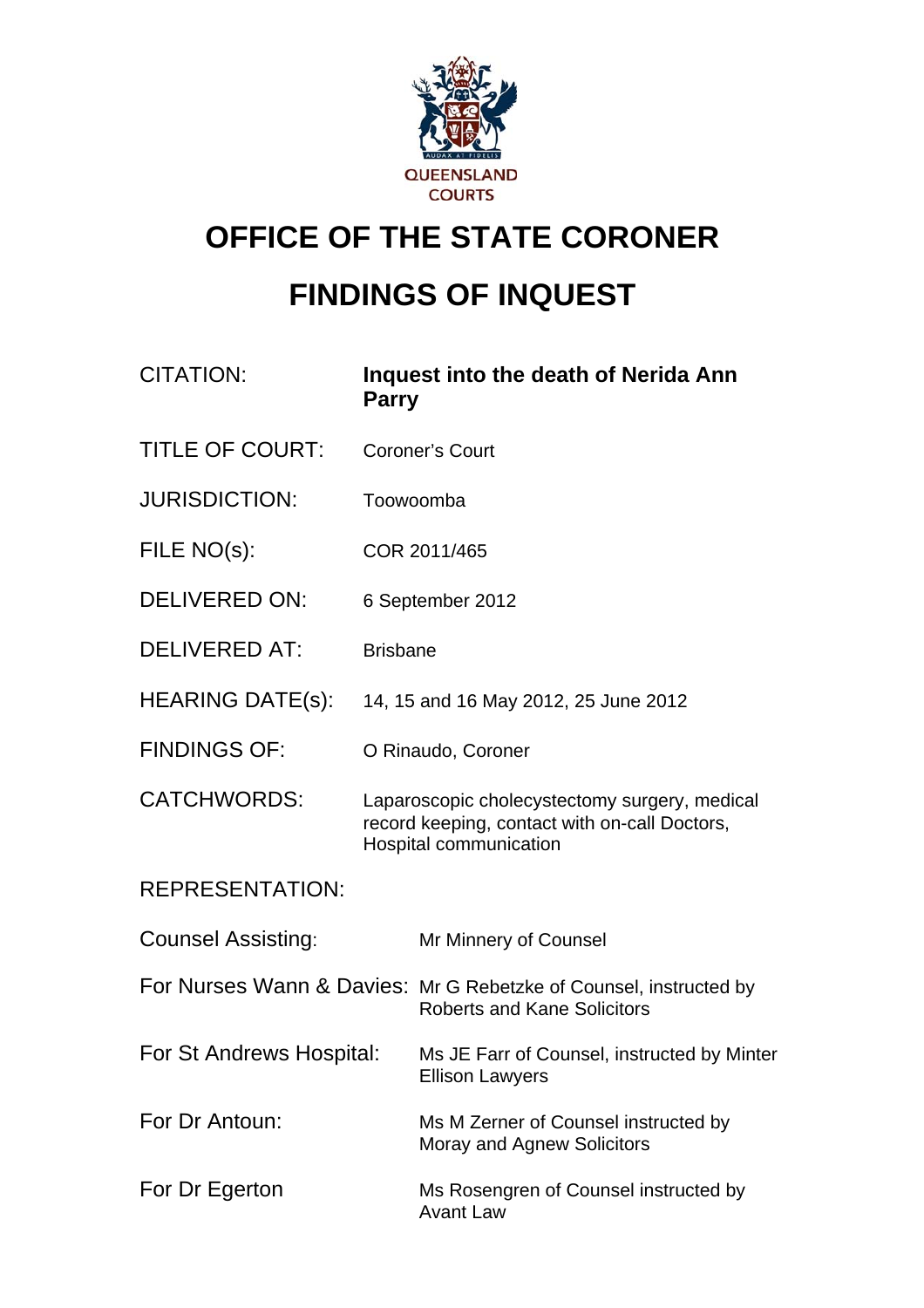QUEENSLAND COURTS

# OFFICE OF THE STATE CORONER

# FINDINGS OF INQUEST

| | |
|---|---|
| CITATION: | **Inquest into the death of Nerida Ann Parry** |
| TITLE OF COURT: | Coroner's Court |
| JURISDICTION: | Toowoomba |
| FILE NO(s): | COR 2011/465 |
| DELIVERED ON: | 6 September 2012 |
| DELIVERED AT: | Brisbane |
| HEARING DATE(s): | 14, 15 and 16 May 2012, 25 June 2012 |
| FINDINGS OF: | O Rinaudo, Coroner |
| CATCHWORDS: | Laparoscopic cholecystectomy surgery, medical record keeping, contact with on-call Doctors, Hospital communication |

REPRESENTATION:

| | |
|---|---|
| Counsel Assisting: | Mr Minnery of Counsel |
| For Nurses Wann & Davies: | Mr G Rebetzke of Counsel, instructed by Roberts and Kane Solicitors |
| For St Andrews Hospital: | Ms JE Farr of Counsel, instructed by Minter Ellison Lawyers |
| For Dr Antoun: | Ms M Zerner of Counsel instructed by Moray and Agnew Solicitors |
| For Dr Egerton | Ms Rosengren of Counsel instructed by Avant Law |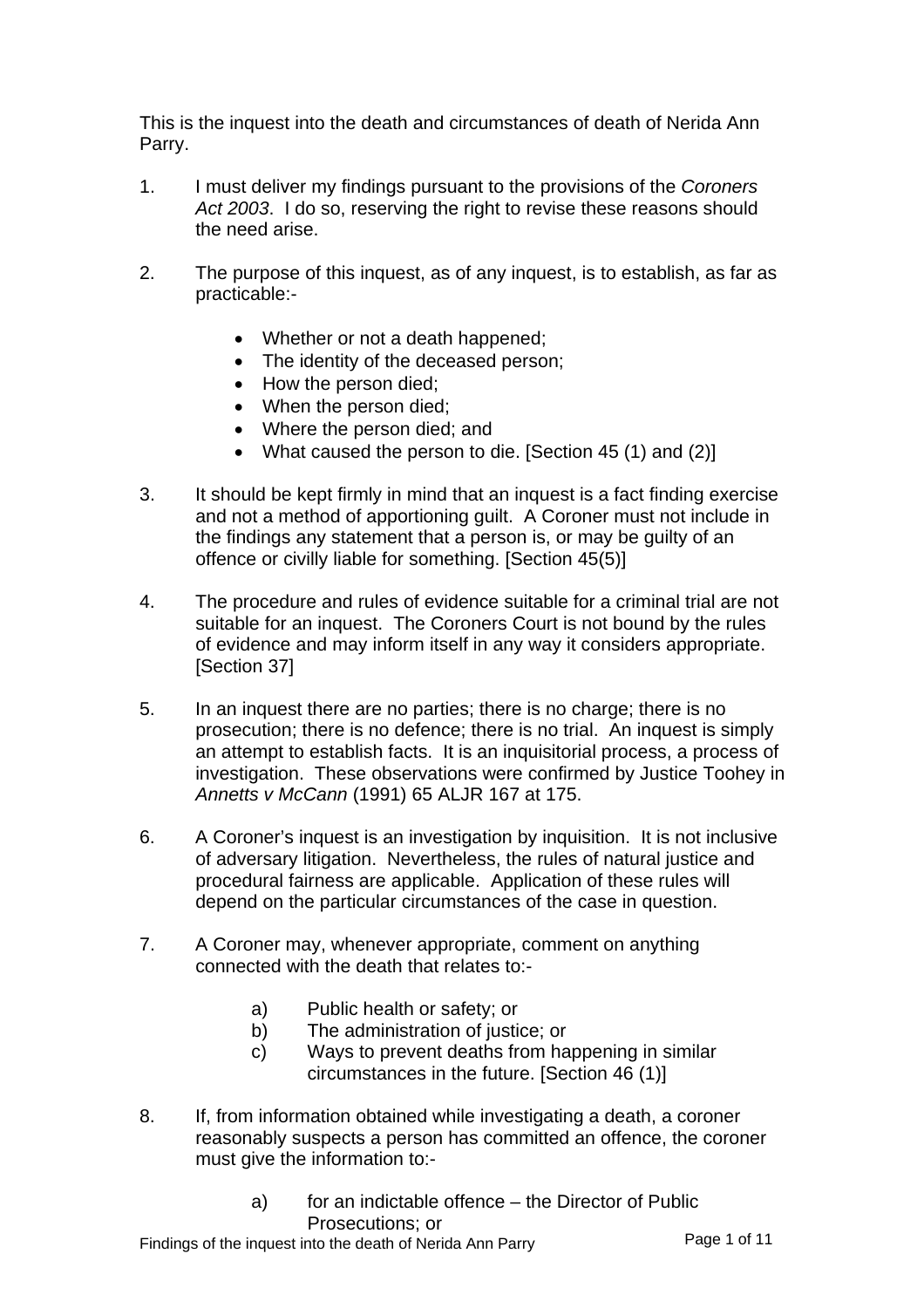This is the inquest into the death and circumstances of death of Nerida Ann Parry.

1. I must deliver my findings pursuant to the provisions of the *Coroners Act 2003*. I do so, reserving the right to revise these reasons should the need arise.

2. The purpose of this inquest, as of any inquest, is to establish, as far as practicable:-

   - Whether or not a death happened;
   - The identity of the deceased person;
   - How the person died;
   - When the person died;
   - Where the person died; and
   - What caused the person to die. [Section 45 (1) and (2)]

3. It should be kept firmly in mind that an inquest is a fact finding exercise and not a method of apportioning guilt. A Coroner must not include in the findings any statement that a person is, or may be guilty of an offence or civilly liable for something. [Section 45(5)]

4. The procedure and rules of evidence suitable for a criminal trial are not suitable for an inquest. The Coroners Court is not bound by the rules of evidence and may inform itself in any way it considers appropriate. [Section 37]

5. In an inquest there are no parties; there is no charge; there is no prosecution; there is no defence; there is no trial. An inquest is simply an attempt to establish facts. It is an inquisitorial process, a process of investigation. These observations were confirmed by Justice Toohey in *Annetts v McCann* (1991) 65 ALJR 167 at 175.

6. A Coroner's inquest is an investigation by inquisition. It is not inclusive of adversary litigation. Nevertheless, the rules of natural justice and procedural fairness are applicable. Application of these rules will depend on the particular circumstances of the case in question.

7. A Coroner may, whenever appropriate, comment on anything connected with the death that relates to:-

   a) Public health or safety; or
   b) The administration of justice; or
   c) Ways to prevent deaths from happening in similar circumstances in the future. [Section 46 (1)]

8. If, from information obtained while investigating a death, a coroner reasonably suspects a person has committed an offence, the coroner must give the information to:-

   a) for an indictable offence – the Director of Public Prosecutions; or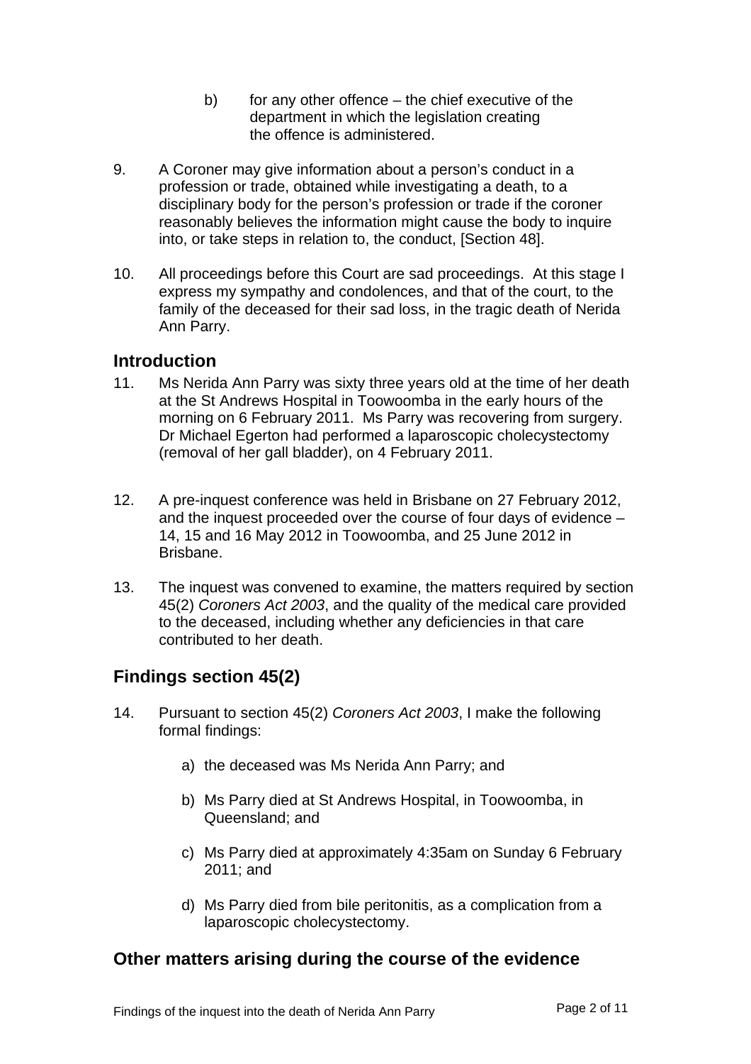b) for any other offence – the chief executive of the department in which the legislation creating the offence is administered.

9. A Coroner may give information about a person's conduct in a profession or trade, obtained while investigating a death, to a disciplinary body for the person's profession or trade if the coroner reasonably believes the information might cause the body to inquire into, or take steps in relation to, the conduct, [Section 48].

10. All proceedings before this Court are sad proceedings. At this stage I express my sympathy and condolences, and that of the court, to the family of the deceased for their sad loss, in the tragic death of Nerida Ann Parry.

## Introduction

11. Ms Nerida Ann Parry was sixty three years old at the time of her death at the St Andrews Hospital in Toowoomba in the early hours of the morning on 6 February 2011. Ms Parry was recovering from surgery. Dr Michael Egerton had performed a laparoscopic cholecystectomy (removal of her gall bladder), on 4 February 2011.

12. A pre-inquest conference was held in Brisbane on 27 February 2012, and the inquest proceeded over the course of four days of evidence – 14, 15 and 16 May 2012 in Toowoomba, and 25 June 2012 in Brisbane.

13. The inquest was convened to examine, the matters required by section 45(2) *Coroners Act 2003*, and the quality of the medical care provided to the deceased, including whether any deficiencies in that care contributed to her death.

## Findings section 45(2)

14. Pursuant to section 45(2) *Coroners Act 2003*, I make the following formal findings:

   a) the deceased was Ms Nerida Ann Parry; and

   b) Ms Parry died at St Andrews Hospital, in Toowoomba, in Queensland; and

   c) Ms Parry died at approximately 4:35am on Sunday 6 February 2011; and

   d) Ms Parry died from bile peritonitis, as a complication from a laparoscopic cholecystectomy.

## Other matters arising during the course of the evidence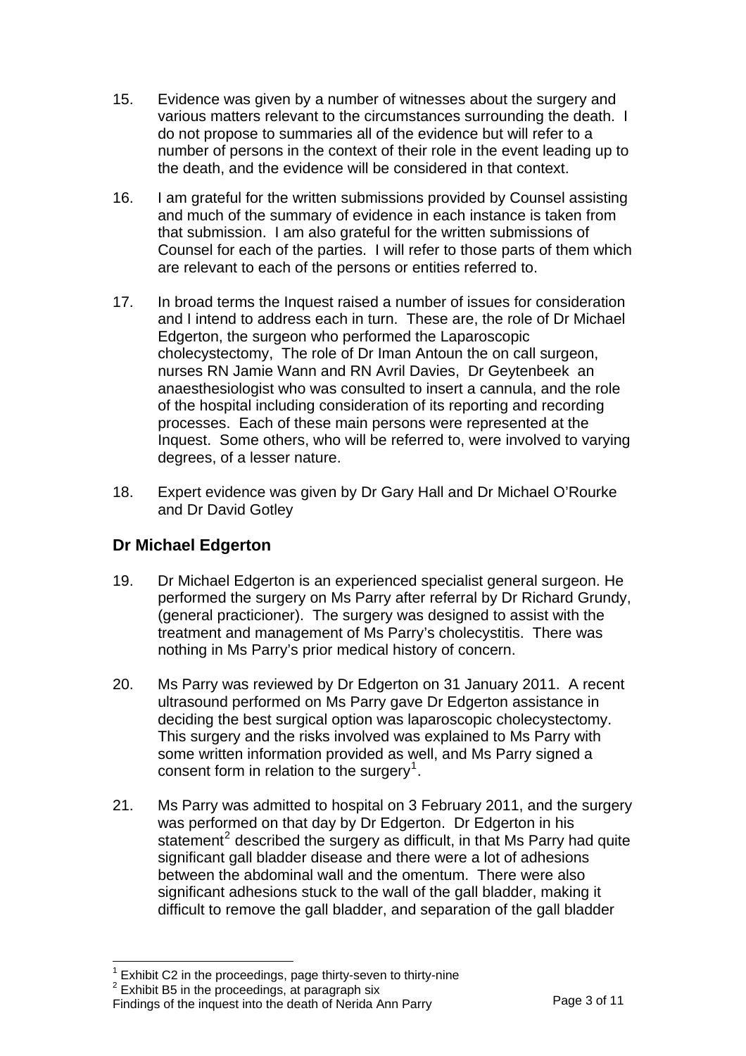15. Evidence was given by a number of witnesses about the surgery and various matters relevant to the circumstances surrounding the death. I do not propose to summaries all of the evidence but will refer to a number of persons in the context of their role in the event leading up to the death, and the evidence will be considered in that context.

16. I am grateful for the written submissions provided by Counsel assisting and much of the summary of evidence in each instance is taken from that submission. I am also grateful for the written submissions of Counsel for each of the parties. I will refer to those parts of them which are relevant to each of the persons or entities referred to.

17. In broad terms the Inquest raised a number of issues for consideration and I intend to address each in turn. These are, the role of Dr Michael Edgerton, the surgeon who performed the Laparoscopic cholecystectomy, The role of Dr Iman Antoun the on call surgeon, nurses RN Jamie Wann and RN Avril Davies, Dr Geytenbeek an anaesthesiologist who was consulted to insert a cannula, and the role of the hospital including consideration of its reporting and recording processes. Each of these main persons were represented at the Inquest. Some others, who will be referred to, were involved to varying degrees, of a lesser nature.

18. Expert evidence was given by Dr Gary Hall and Dr Michael O'Rourke and Dr David Gotley

## Dr Michael Edgerton

19. Dr Michael Edgerton is an experienced specialist general surgeon. He performed the surgery on Ms Parry after referral by Dr Richard Grundy, (general practicioner). The surgery was designed to assist with the treatment and management of Ms Parry's cholecystitis. There was nothing in Ms Parry's prior medical history of concern.

20. Ms Parry was reviewed by Dr Edgerton on 31 January 2011. A recent ultrasound performed on Ms Parry gave Dr Edgerton assistance in deciding the best surgical option was laparoscopic cholecystectomy. This surgery and the risks involved was explained to Ms Parry with some written information provided as well, and Ms Parry signed a consent form in relation to the surgery[1].

21. Ms Parry was admitted to hospital on 3 February 2011, and the surgery was performed on that day by Dr Edgerton. Dr Edgerton in his statement[2] described the surgery as difficult, in that Ms Parry had quite significant gall bladder disease and there were a lot of adhesions between the abdominal wall and the omentum. There were also significant adhesions stuck to the wall of the gall bladder, making it difficult to remove the gall bladder, and separation of the gall bladder

---

[1] Exhibit C2 in the proceedings, page thirty-seven to thirty-nine

[2] Exhibit B5 in the proceedings, at paragraph six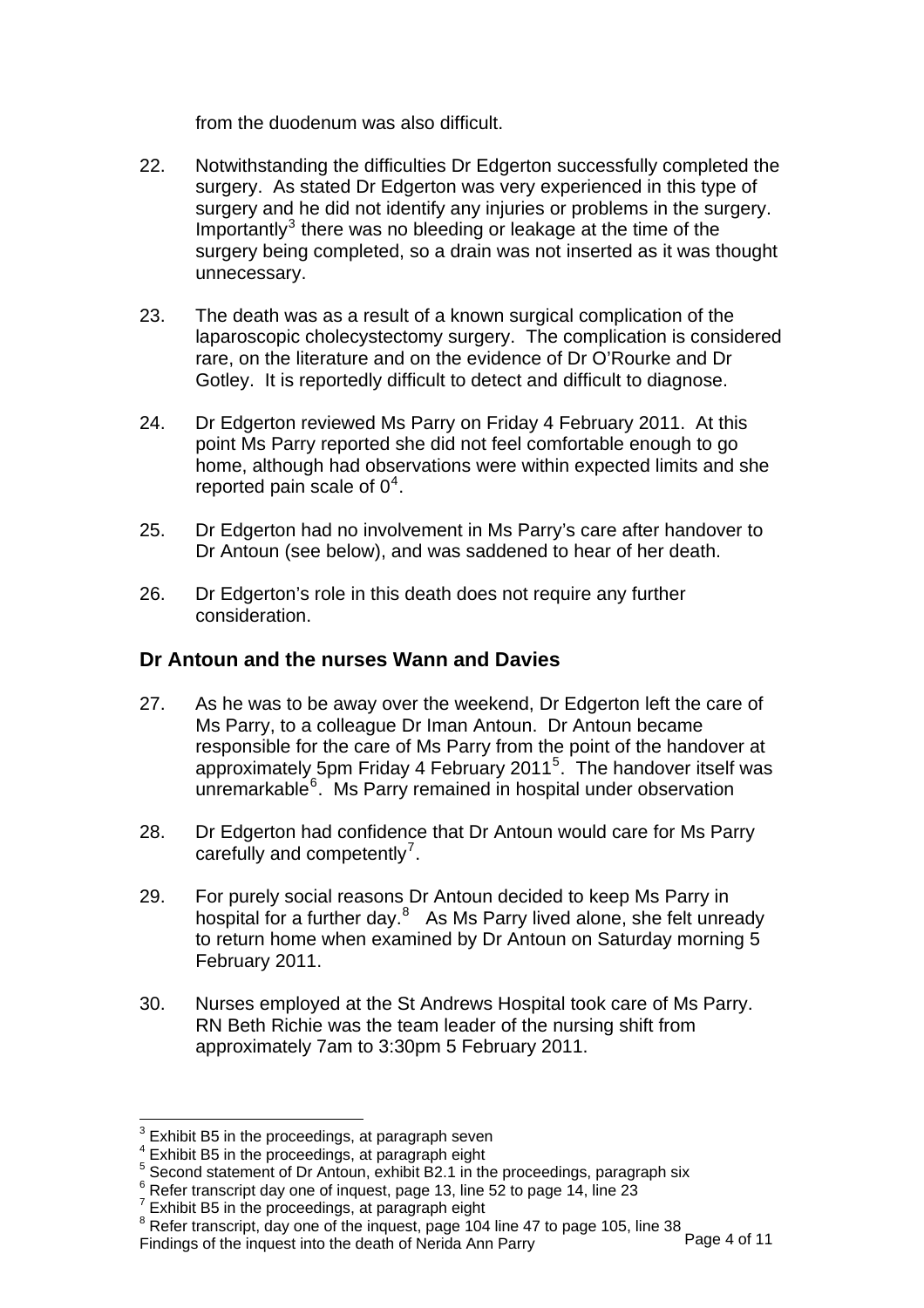from the duodenum was also difficult.

22. Notwithstanding the difficulties Dr Edgerton successfully completed the surgery. As stated Dr Edgerton was very experienced in this type of surgery and he did not identify any injuries or problems in the surgery. Importantly[3] there was no bleeding or leakage at the time of the surgery being completed, so a drain was not inserted as it was thought unnecessary.

23. The death was as a result of a known surgical complication of the laparoscopic cholecystectomy surgery. The complication is considered rare, on the literature and on the evidence of Dr O'Rourke and Dr Gotley. It is reportedly difficult to detect and difficult to diagnose.

24. Dr Edgerton reviewed Ms Parry on Friday 4 February 2011. At this point Ms Parry reported she did not feel comfortable enough to go home, although had observations were within expected limits and she reported pain scale of 0[4].

25. Dr Edgerton had no involvement in Ms Parry's care after handover to Dr Antoun (see below), and was saddened to hear of her death.

26. Dr Edgerton's role in this death does not require any further consideration.

## Dr Antoun and the nurses Wann and Davies

27. As he was to be away over the weekend, Dr Edgerton left the care of Ms Parry, to a colleague Dr Iman Antoun. Dr Antoun became responsible for the care of Ms Parry from the point of the handover at approximately 5pm Friday 4 February 2011[5]. The handover itself was unremarkable[6]. Ms Parry remained in hospital under observation

28. Dr Edgerton had confidence that Dr Antoun would care for Ms Parry carefully and competently[7].

29. For purely social reasons Dr Antoun decided to keep Ms Parry in hospital for a further day.[8] As Ms Parry lived alone, she felt unready to return home when examined by Dr Antoun on Saturday morning 5 February 2011.

30. Nurses employed at the St Andrews Hospital took care of Ms Parry. RN Beth Richie was the team leader of the nursing shift from approximately 7am to 3:30pm 5 February 2011.

---

[3] Exhibit B5 in the proceedings, at paragraph seven
[4] Exhibit B5 in the proceedings, at paragraph eight
[5] Second statement of Dr Antoun, exhibit B2.1 in the proceedings, paragraph six
[6] Refer transcript day one of inquest, page 13, line 52 to page 14, line 23
[7] Exhibit B5 in the proceedings, at paragraph eight
[8] Refer transcript, day one of the inquest, page 104 line 47 to page 105, line 38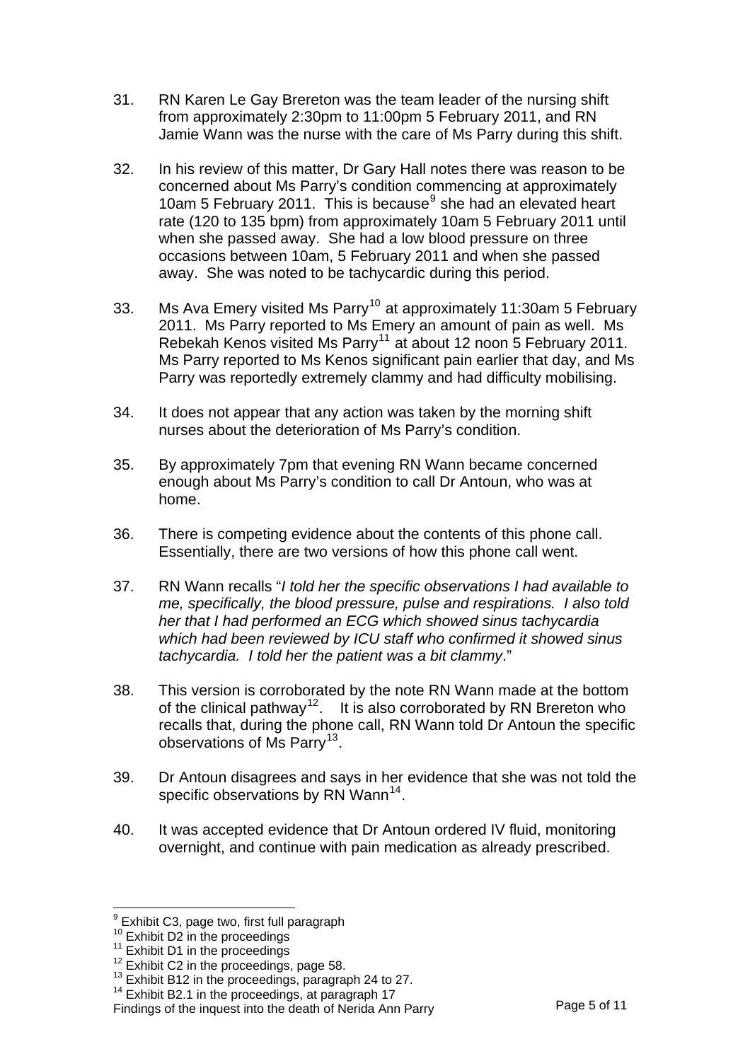31. RN Karen Le Gay Brereton was the team leader of the nursing shift from approximately 2:30pm to 11:00pm 5 February 2011, and RN Jamie Wann was the nurse with the care of Ms Parry during this shift.

32. In his review of this matter, Dr Gary Hall notes there was reason to be concerned about Ms Parry's condition commencing at approximately 10am 5 February 2011. This is because[9] she had an elevated heart rate (120 to 135 bpm) from approximately 10am 5 February 2011 until when she passed away. She had a low blood pressure on three occasions between 10am, 5 February 2011 and when she passed away. She was noted to be tachycardic during this period.

33. Ms Ava Emery visited Ms Parry[10] at approximately 11:30am 5 February 2011. Ms Parry reported to Ms Emery an amount of pain as well. Ms Rebekah Kenos visited Ms Parry[11] at about 12 noon 5 February 2011. Ms Parry reported to Ms Kenos significant pain earlier that day, and Ms Parry was reportedly extremely clammy and had difficulty mobilising.

34. It does not appear that any action was taken by the morning shift nurses about the deterioration of Ms Parry's condition.

35. By approximately 7pm that evening RN Wann became concerned enough about Ms Parry's condition to call Dr Antoun, who was at home.

36. There is competing evidence about the contents of this phone call. Essentially, there are two versions of how this phone call went.

37. RN Wann recalls "*I told her the specific observations I had available to me, specifically, the blood pressure, pulse and respirations. I also told her that I had performed an ECG which showed sinus tachycardia which had been reviewed by ICU staff who confirmed it showed sinus tachycardia. I told her the patient was a bit clammy*."

38. This version is corroborated by the note RN Wann made at the bottom of the clinical pathway[12]. It is also corroborated by RN Brereton who recalls that, during the phone call, RN Wann told Dr Antoun the specific observations of Ms Parry[13].

39. Dr Antoun disagrees and says in her evidence that she was not told the specific observations by RN Wann[14].

40. It was accepted evidence that Dr Antoun ordered IV fluid, monitoring overnight, and continue with pain medication as already prescribed.

---

[9] Exhibit C3, page two, first full paragraph
[10] Exhibit D2 in the proceedings
[11] Exhibit D1 in the proceedings
[12] Exhibit C2 in the proceedings, page 58.
[13] Exhibit B12 in the proceedings, paragraph 24 to 27.
[14] Exhibit B2.1 in the proceedings, at paragraph 17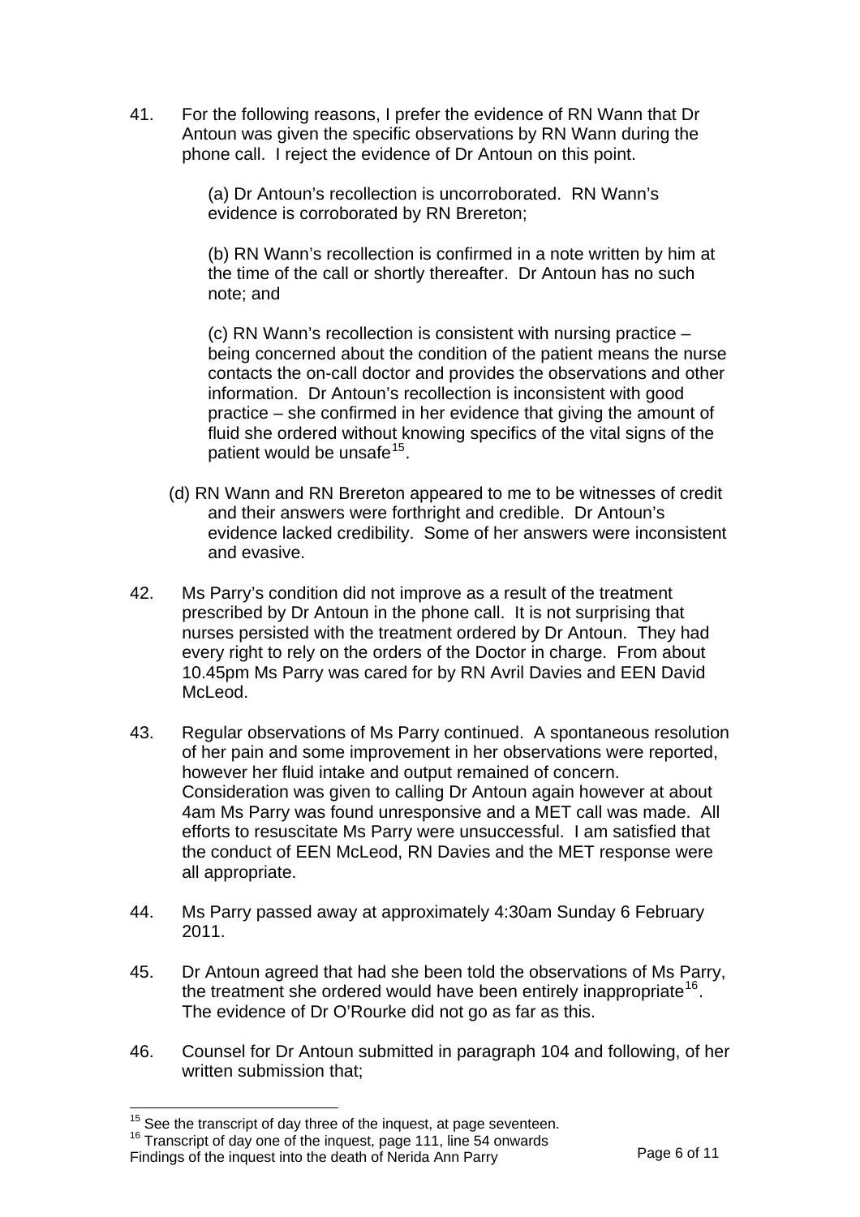41. For the following reasons, I prefer the evidence of RN Wann that Dr Antoun was given the specific observations by RN Wann during the phone call. I reject the evidence of Dr Antoun on this point.

    (a) Dr Antoun's recollection is uncorroborated. RN Wann's evidence is corroborated by RN Brereton;

    (b) RN Wann's recollection is confirmed in a note written by him at the time of the call or shortly thereafter. Dr Antoun has no such note; and

    (c) RN Wann's recollection is consistent with nursing practice – being concerned about the condition of the patient means the nurse contacts the on-call doctor and provides the observations and other information. Dr Antoun's recollection is inconsistent with good practice – she confirmed in her evidence that giving the amount of fluid she ordered without knowing specifics of the vital signs of the patient would be unsafe[15].

    (d) RN Wann and RN Brereton appeared to me to be witnesses of credit and their answers were forthright and credible. Dr Antoun's evidence lacked credibility. Some of her answers were inconsistent and evasive.

42. Ms Parry's condition did not improve as a result of the treatment prescribed by Dr Antoun in the phone call. It is not surprising that nurses persisted with the treatment ordered by Dr Antoun. They had every right to rely on the orders of the Doctor in charge. From about 10.45pm Ms Parry was cared for by RN Avril Davies and EEN David McLeod.

43. Regular observations of Ms Parry continued. A spontaneous resolution of her pain and some improvement in her observations were reported, however her fluid intake and output remained of concern. Consideration was given to calling Dr Antoun again however at about 4am Ms Parry was found unresponsive and a MET call was made. All efforts to resuscitate Ms Parry were unsuccessful. I am satisfied that the conduct of EEN McLeod, RN Davies and the MET response were all appropriate.

44. Ms Parry passed away at approximately 4:30am Sunday 6 February 2011.

45. Dr Antoun agreed that had she been told the observations of Ms Parry, the treatment she ordered would have been entirely inappropriate[16]. The evidence of Dr O'Rourke did not go as far as this.

46. Counsel for Dr Antoun submitted in paragraph 104 and following, of her written submission that;

---

[15] See the transcript of day three of the inquest, at page seventeen.

[16] Transcript of day one of the inquest, page 111, line 54 onwards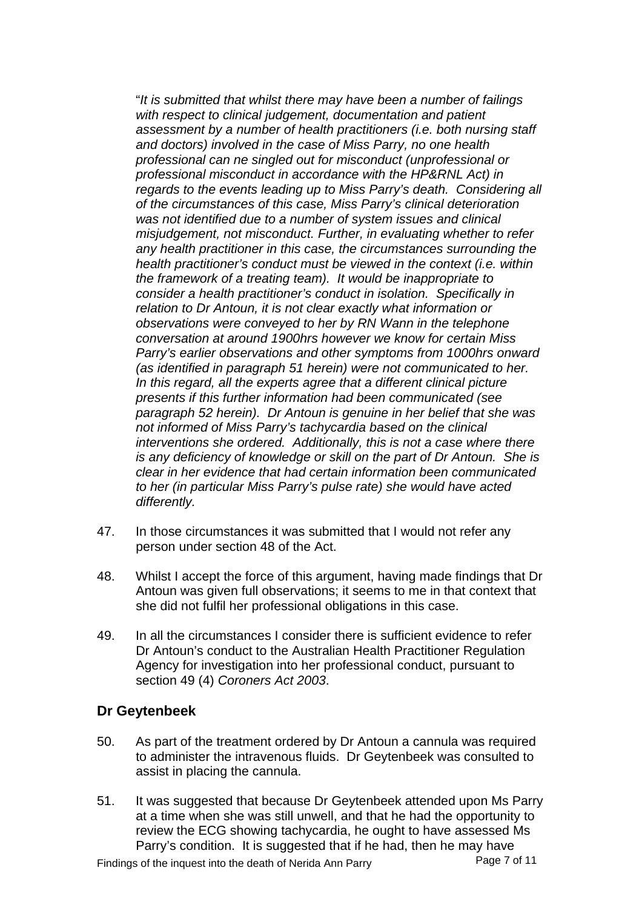"*It is submitted that whilst there may have been a number of failings with respect to clinical judgement, documentation and patient assessment by a number of health practitioners (i.e. both nursing staff and doctors) involved in the case of Miss Parry, no one health professional can ne singled out for misconduct (unprofessional or professional misconduct in accordance with the HP&RNL Act) in regards to the events leading up to Miss Parry's death. Considering all of the circumstances of this case, Miss Parry's clinical deterioration was not identified due to a number of system issues and clinical misjudgement, not misconduct. Further, in evaluating whether to refer any health practitioner in this case, the circumstances surrounding the health practitioner's conduct must be viewed in the context (i.e. within the framework of a treating team). It would be inappropriate to consider a health practitioner's conduct in isolation. Specifically in relation to Dr Antoun, it is not clear exactly what information or observations were conveyed to her by RN Wann in the telephone conversation at around 1900hrs however we know for certain Miss Parry's earlier observations and other symptoms from 1000hrs onward (as identified in paragraph 51 herein) were not communicated to her. In this regard, all the experts agree that a different clinical picture presents if this further information had been communicated (see paragraph 52 herein). Dr Antoun is genuine in her belief that she was not informed of Miss Parry's tachycardia based on the clinical interventions she ordered. Additionally, this is not a case where there is any deficiency of knowledge or skill on the part of Dr Antoun. She is clear in her evidence that had certain information been communicated to her (in particular Miss Parry's pulse rate) she would have acted differently.*

47. In those circumstances it was submitted that I would not refer any person under section 48 of the Act.

48. Whilst I accept the force of this argument, having made findings that Dr Antoun was given full observations; it seems to me in that context that she did not fulfil her professional obligations in this case.

49. In all the circumstances I consider there is sufficient evidence to refer Dr Antoun's conduct to the Australian Health Practitioner Regulation Agency for investigation into her professional conduct, pursuant to section 49 (4) *Coroners Act 2003*.

## Dr Geytenbeek

50. As part of the treatment ordered by Dr Antoun a cannula was required to administer the intravenous fluids. Dr Geytenbeek was consulted to assist in placing the cannula.

51. It was suggested that because Dr Geytenbeek attended upon Ms Parry at a time when she was still unwell, and that he had the opportunity to review the ECG showing tachycardia, he ought to have assessed Ms Parry's condition. It is suggested that if he had, then he may have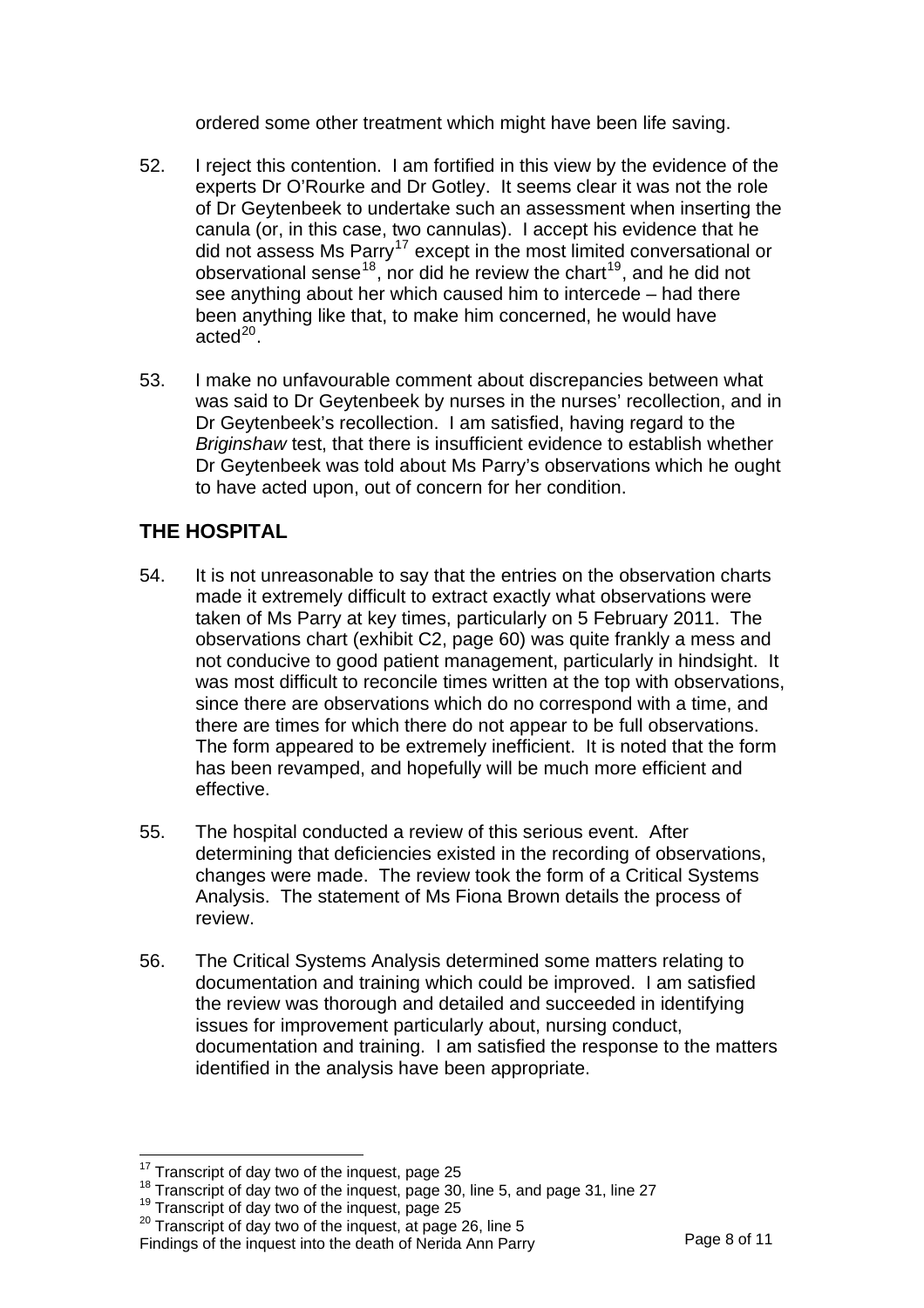ordered some other treatment which might have been life saving.

52. I reject this contention. I am fortified in this view by the evidence of the experts Dr O'Rourke and Dr Gotley. It seems clear it was not the role of Dr Geytenbeek to undertake such an assessment when inserting the canula (or, in this case, two cannulas). I accept his evidence that he did not assess Ms Parry[17] except in the most limited conversational or observational sense[18], nor did he review the chart[19], and he did not see anything about her which caused him to intercede – had there been anything like that, to make him concerned, he would have acted[20].

53. I make no unfavourable comment about discrepancies between what was said to Dr Geytenbeek by nurses in the nurses' recollection, and in Dr Geytenbeek's recollection. I am satisfied, having regard to the *Briginshaw* test, that there is insufficient evidence to establish whether Dr Geytenbeek was told about Ms Parry's observations which he ought to have acted upon, out of concern for her condition.

## THE HOSPITAL

54. It is not unreasonable to say that the entries on the observation charts made it extremely difficult to extract exactly what observations were taken of Ms Parry at key times, particularly on 5 February 2011. The observations chart (exhibit C2, page 60) was quite frankly a mess and not conducive to good patient management, particularly in hindsight. It was most difficult to reconcile times written at the top with observations, since there are observations which do no correspond with a time, and there are times for which there do not appear to be full observations. The form appeared to be extremely inefficient. It is noted that the form has been revamped, and hopefully will be much more efficient and effective.

55. The hospital conducted a review of this serious event. After determining that deficiencies existed in the recording of observations, changes were made. The review took the form of a Critical Systems Analysis. The statement of Ms Fiona Brown details the process of review.

56. The Critical Systems Analysis determined some matters relating to documentation and training which could be improved. I am satisfied the review was thorough and detailed and succeeded in identifying issues for improvement particularly about, nursing conduct, documentation and training. I am satisfied the response to the matters identified in the analysis have been appropriate.

---

[17] Transcript of day two of the inquest, page 25

[18] Transcript of day two of the inquest, page 30, line 5, and page 31, line 27

[19] Transcript of day two of the inquest, page 25

[20] Transcript of day two of the inquest, at page 26, line 5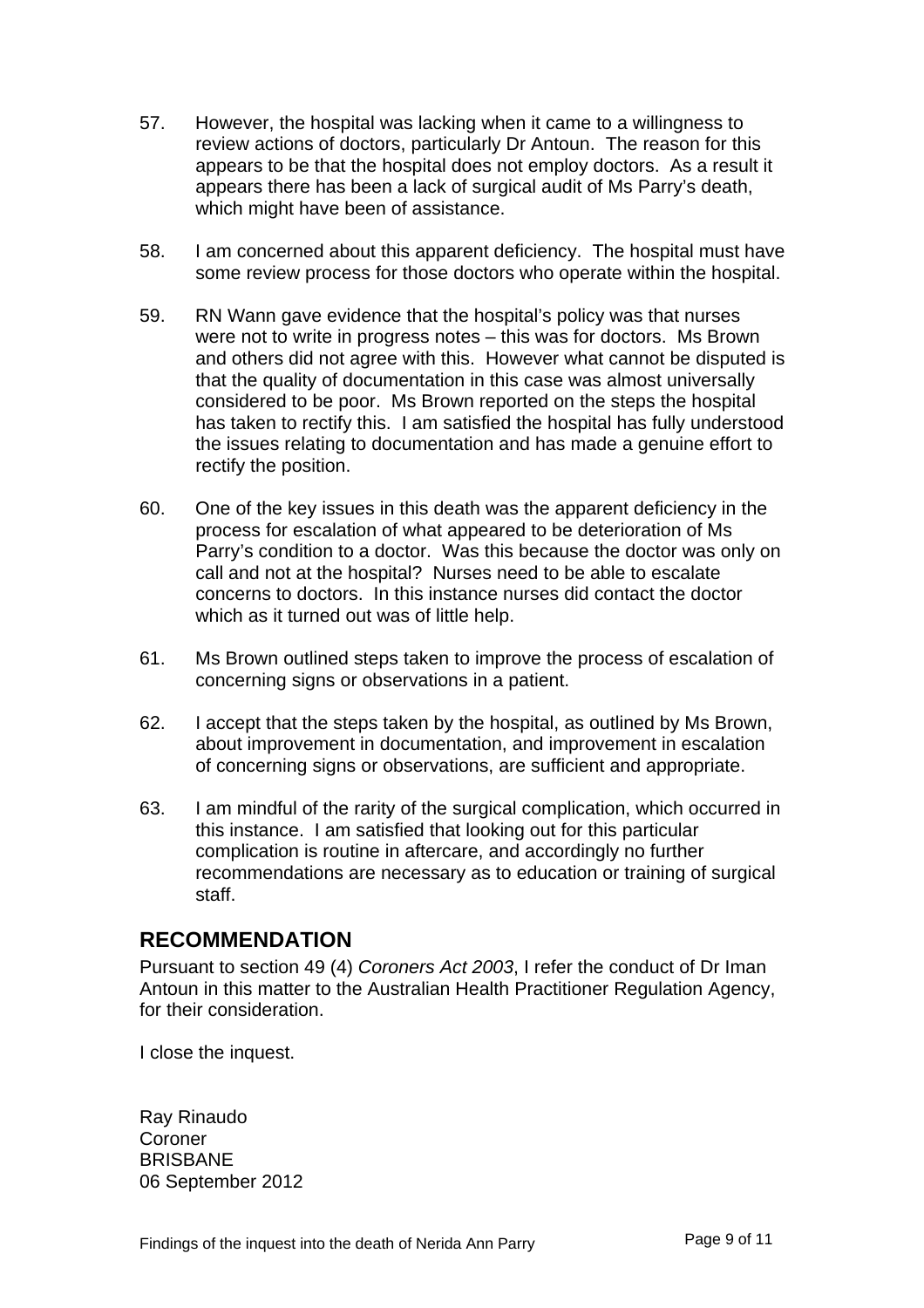57. However, the hospital was lacking when it came to a willingness to review actions of doctors, particularly Dr Antoun. The reason for this appears to be that the hospital does not employ doctors. As a result it appears there has been a lack of surgical audit of Ms Parry's death, which might have been of assistance.

58. I am concerned about this apparent deficiency. The hospital must have some review process for those doctors who operate within the hospital.

59. RN Wann gave evidence that the hospital's policy was that nurses were not to write in progress notes – this was for doctors. Ms Brown and others did not agree with this. However what cannot be disputed is that the quality of documentation in this case was almost universally considered to be poor. Ms Brown reported on the steps the hospital has taken to rectify this. I am satisfied the hospital has fully understood the issues relating to documentation and has made a genuine effort to rectify the position.

60. One of the key issues in this death was the apparent deficiency in the process for escalation of what appeared to be deterioration of Ms Parry's condition to a doctor. Was this because the doctor was only on call and not at the hospital? Nurses need to be able to escalate concerns to doctors. In this instance nurses did contact the doctor which as it turned out was of little help.

61. Ms Brown outlined steps taken to improve the process of escalation of concerning signs or observations in a patient.

62. I accept that the steps taken by the hospital, as outlined by Ms Brown, about improvement in documentation, and improvement in escalation of concerning signs or observations, are sufficient and appropriate.

63. I am mindful of the rarity of the surgical complication, which occurred in this instance. I am satisfied that looking out for this particular complication is routine in aftercare, and accordingly no further recommendations are necessary as to education or training of surgical staff.

## RECOMMENDATION

Pursuant to section 49 (4) *Coroners Act 2003*, I refer the conduct of Dr Iman Antoun in this matter to the Australian Health Practitioner Regulation Agency, for their consideration.

I close the inquest.

Ray Rinaudo
Coroner
BRISBANE
06 September 2012